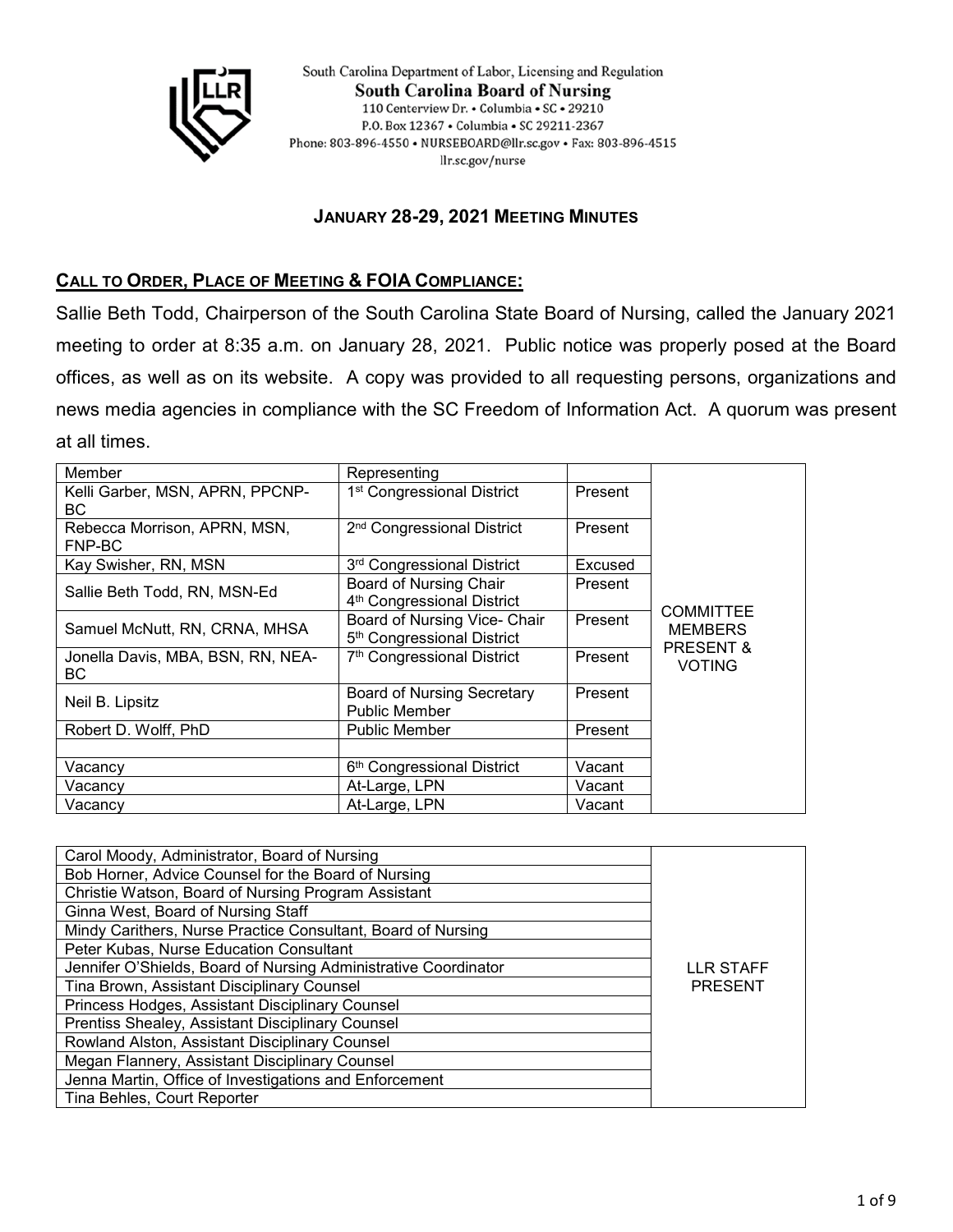South Carolina Department of Labor, Licensing and Regulation
**South Carolina Board of Nursing**
110 Centerview Dr. • Columbia • SC • 29210
P.O. Box 12367 • Columbia • SC 29211-2367
Phone: 803-896-4550 • NURSEBOARD@llr.sc.gov • Fax: 803-896-4515
llr.sc.gov/nurse

## JANUARY 28-29, 2021 MEETING MINUTES

### CALL TO ORDER, PLACE OF MEETING & FOIA COMPLIANCE:

Sallie Beth Todd, Chairperson of the South Carolina State Board of Nursing, called the January 2021 meeting to order at 8:35 a.m. on January 28, 2021. Public notice was properly posed at the Board offices, as well as on its website. A copy was provided to all requesting persons, organizations and news media agencies in compliance with the SC Freedom of Information Act. A quorum was present at all times.

| Member | Representing | | |
|---|---|---|---|
| Kelli Garber, MSN, APRN, PPCNP-BC | 1st Congressional District | Present | COMMITTEE MEMBERS PRESENT & VOTING |
| Rebecca Morrison, APRN, MSN, FNP-BC | 2nd Congressional District | Present | |
| Kay Swisher, RN, MSN | 3rd Congressional District | Excused | |
| Sallie Beth Todd, RN, MSN-Ed | Board of Nursing Chair 4th Congressional District | Present | |
| Samuel McNutt, RN, CRNA, MHSA | Board of Nursing Vice- Chair 5th Congressional District | Present | |
| Jonella Davis, MBA, BSN, RN, NEA-BC | 7th Congressional District | Present | |
| Neil B. Lipsitz | Board of Nursing Secretary Public Member | Present | |
| Robert D. Wolff, PhD | Public Member | Present | |
| | | | |
| Vacancy | 6th Congressional District | Vacant | |
| Vacancy | At-Large, LPN | Vacant | |
| Vacancy | At-Large, LPN | Vacant | |

| | |
|---|---|
| Carol Moody, Administrator, Board of Nursing | LLR STAFF PRESENT |
| Bob Horner, Advice Counsel for the Board of Nursing | |
| Christie Watson, Board of Nursing Program Assistant | |
| Ginna West, Board of Nursing Staff | |
| Mindy Carithers, Nurse Practice Consultant, Board of Nursing | |
| Peter Kubas, Nurse Education Consultant | |
| Jennifer O'Shields, Board of Nursing Administrative Coordinator | |
| Tina Brown, Assistant Disciplinary Counsel | |
| Princess Hodges, Assistant Disciplinary Counsel | |
| Prentiss Shealey, Assistant Disciplinary Counsel | |
| Rowland Alston, Assistant Disciplinary Counsel | |
| Megan Flannery, Assistant Disciplinary Counsel | |
| Jenna Martin, Office of Investigations and Enforcement | |
| Tina Behles, Court Reporter | |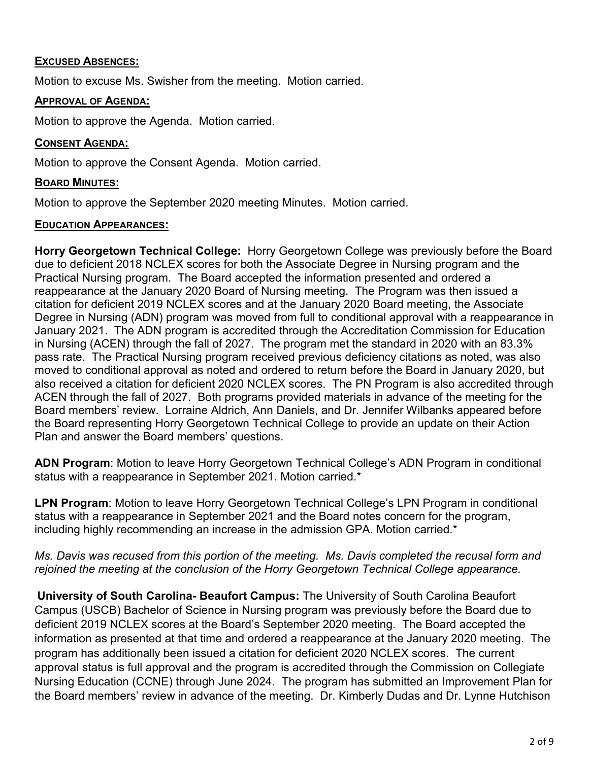## Excused Absences:

Motion to excuse Ms. Swisher from the meeting. Motion carried.

## Approval of Agenda:

Motion to approve the Agenda. Motion carried.

## Consent Agenda:

Motion to approve the Consent Agenda. Motion carried.

## Board Minutes:

Motion to approve the September 2020 meeting Minutes. Motion carried.

## Education Appearances:

**Horry Georgetown Technical College:** Horry Georgetown College was previously before the Board due to deficient 2018 NCLEX scores for both the Associate Degree in Nursing program and the Practical Nursing program. The Board accepted the information presented and ordered a reappearance at the January 2020 Board of Nursing meeting. The Program was then issued a citation for deficient 2019 NCLEX scores and at the January 2020 Board meeting, the Associate Degree in Nursing (ADN) program was moved from full to conditional approval with a reappearance in January 2021. The ADN program is accredited through the Accreditation Commission for Education in Nursing (ACEN) through the fall of 2027. The program met the standard in 2020 with an 83.3% pass rate. The Practical Nursing program received previous deficiency citations as noted, was also moved to conditional approval as noted and ordered to return before the Board in January 2020, but also received a citation for deficient 2020 NCLEX scores. The PN Program is also accredited through ACEN through the fall of 2027. Both programs provided materials in advance of the meeting for the Board members' review. Lorraine Aldrich, Ann Daniels, and Dr. Jennifer Wilbanks appeared before the Board representing Horry Georgetown Technical College to provide an update on their Action Plan and answer the Board members' questions.

**ADN Program**: Motion to leave Horry Georgetown Technical College's ADN Program in conditional status with a reappearance in September 2021. Motion carried.*

**LPN Program**: Motion to leave Horry Georgetown Technical College's LPN Program in conditional status with a reappearance in September 2021 and the Board notes concern for the program, including highly recommending an increase in the admission GPA. Motion carried.*

*Ms. Davis was recused from this portion of the meeting. Ms. Davis completed the recusal form and rejoined the meeting at the conclusion of the Horry Georgetown Technical College appearance.*

**University of South Carolina- Beaufort Campus:** The University of South Carolina Beaufort Campus (USCB) Bachelor of Science in Nursing program was previously before the Board due to deficient 2019 NCLEX scores at the Board's September 2020 meeting. The Board accepted the information as presented at that time and ordered a reappearance at the January 2020 meeting. The program has additionally been issued a citation for deficient 2020 NCLEX scores. The current approval status is full approval and the program is accredited through the Commission on Collegiate Nursing Education (CCNE) through June 2024. The program has submitted an Improvement Plan for the Board members' review in advance of the meeting. Dr. Kimberly Dudas and Dr. Lynne Hutchison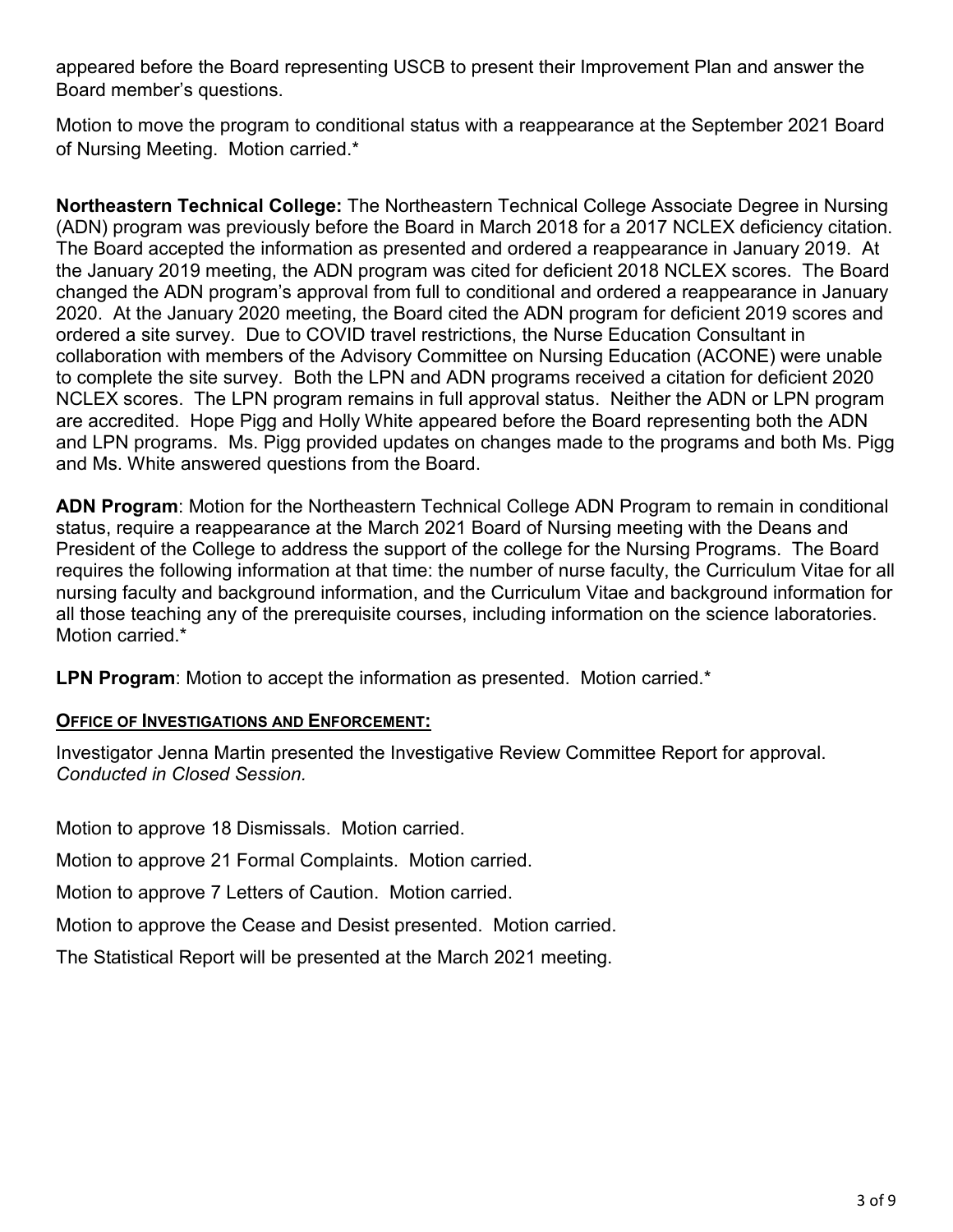appeared before the Board representing USCB to present their Improvement Plan and answer the Board member's questions.

Motion to move the program to conditional status with a reappearance at the September 2021 Board of Nursing Meeting. Motion carried.*

**Northeastern Technical College:** The Northeastern Technical College Associate Degree in Nursing (ADN) program was previously before the Board in March 2018 for a 2017 NCLEX deficiency citation. The Board accepted the information as presented and ordered a reappearance in January 2019. At the January 2019 meeting, the ADN program was cited for deficient 2018 NCLEX scores. The Board changed the ADN program's approval from full to conditional and ordered a reappearance in January 2020. At the January 2020 meeting, the Board cited the ADN program for deficient 2019 scores and ordered a site survey. Due to COVID travel restrictions, the Nurse Education Consultant in collaboration with members of the Advisory Committee on Nursing Education (ACONE) were unable to complete the site survey. Both the LPN and ADN programs received a citation for deficient 2020 NCLEX scores. The LPN program remains in full approval status. Neither the ADN or LPN program are accredited. Hope Pigg and Holly White appeared before the Board representing both the ADN and LPN programs. Ms. Pigg provided updates on changes made to the programs and both Ms. Pigg and Ms. White answered questions from the Board.

**ADN Program**: Motion for the Northeastern Technical College ADN Program to remain in conditional status, require a reappearance at the March 2021 Board of Nursing meeting with the Deans and President of the College to address the support of the college for the Nursing Programs. The Board requires the following information at that time: the number of nurse faculty, the Curriculum Vitae for all nursing faculty and background information, and the Curriculum Vitae and background information for all those teaching any of the prerequisite courses, including information on the science laboratories. Motion carried.*

**LPN Program**: Motion to accept the information as presented. Motion carried.*

## OFFICE OF INVESTIGATIONS AND ENFORCEMENT:

Investigator Jenna Martin presented the Investigative Review Committee Report for approval. *Conducted in Closed Session.*

Motion to approve 18 Dismissals. Motion carried.

Motion to approve 21 Formal Complaints. Motion carried.

Motion to approve 7 Letters of Caution. Motion carried.

Motion to approve the Cease and Desist presented. Motion carried.

The Statistical Report will be presented at the March 2021 meeting.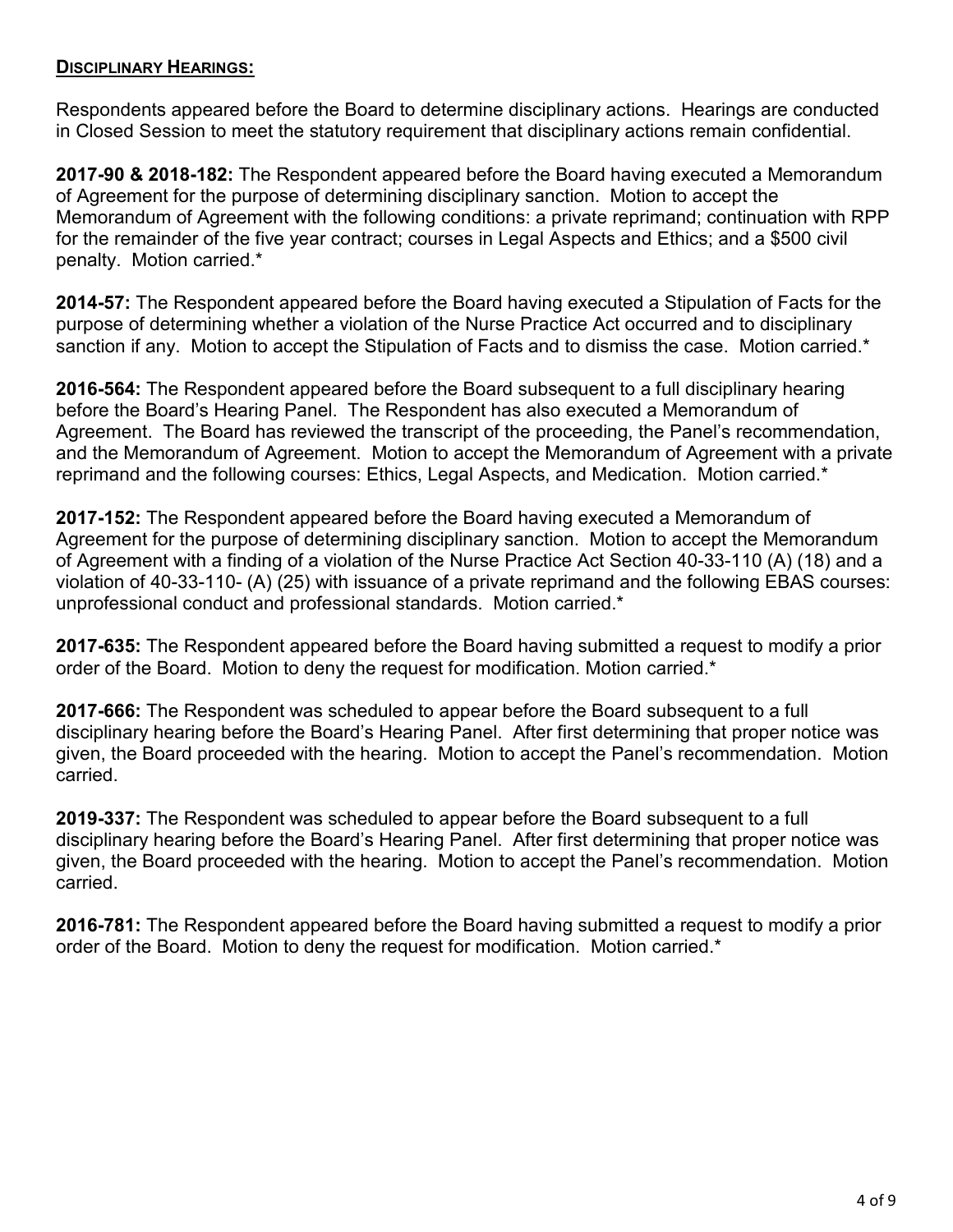**Disciplinary Hearings:**

Respondents appeared before the Board to determine disciplinary actions. Hearings are conducted in Closed Session to meet the statutory requirement that disciplinary actions remain confidential.

**2017-90 & 2018-182:** The Respondent appeared before the Board having executed a Memorandum of Agreement for the purpose of determining disciplinary sanction. Motion to accept the Memorandum of Agreement with the following conditions: a private reprimand; continuation with RPP for the remainder of the five year contract; courses in Legal Aspects and Ethics; and a $500 civil penalty. Motion carried.*

**2014-57:** The Respondent appeared before the Board having executed a Stipulation of Facts for the purpose of determining whether a violation of the Nurse Practice Act occurred and to disciplinary sanction if any. Motion to accept the Stipulation of Facts and to dismiss the case. Motion carried.*

**2016-564:** The Respondent appeared before the Board subsequent to a full disciplinary hearing before the Board's Hearing Panel. The Respondent has also executed a Memorandum of Agreement. The Board has reviewed the transcript of the proceeding, the Panel's recommendation, and the Memorandum of Agreement. Motion to accept the Memorandum of Agreement with a private reprimand and the following courses: Ethics, Legal Aspects, and Medication. Motion carried.*

**2017-152:** The Respondent appeared before the Board having executed a Memorandum of Agreement for the purpose of determining disciplinary sanction. Motion to accept the Memorandum of Agreement with a finding of a violation of the Nurse Practice Act Section 40-33-110 (A) (18) and a violation of 40-33-110- (A) (25) with issuance of a private reprimand and the following EBAS courses: unprofessional conduct and professional standards. Motion carried.*

**2017-635:** The Respondent appeared before the Board having submitted a request to modify a prior order of the Board. Motion to deny the request for modification. Motion carried.*

**2017-666:** The Respondent was scheduled to appear before the Board subsequent to a full disciplinary hearing before the Board's Hearing Panel. After first determining that proper notice was given, the Board proceeded with the hearing. Motion to accept the Panel's recommendation. Motion carried.

**2019-337:** The Respondent was scheduled to appear before the Board subsequent to a full disciplinary hearing before the Board's Hearing Panel. After first determining that proper notice was given, the Board proceeded with the hearing. Motion to accept the Panel's recommendation. Motion carried.

**2016-781:** The Respondent appeared before the Board having submitted a request to modify a prior order of the Board. Motion to deny the request for modification. Motion carried.*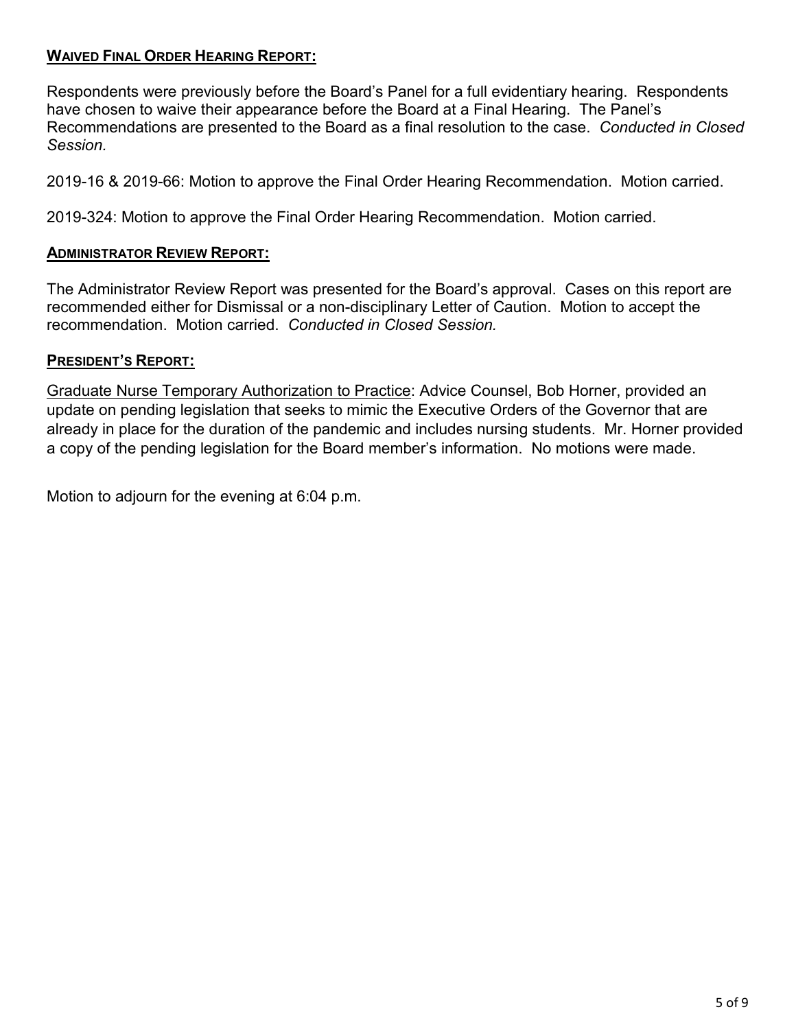**<u>Waived Final Order Hearing Report:</u>**

Respondents were previously before the Board's Panel for a full evidentiary hearing. Respondents have chosen to waive their appearance before the Board at a Final Hearing. The Panel's Recommendations are presented to the Board as a final resolution to the case. *Conducted in Closed Session.*

2019-16 & 2019-66: Motion to approve the Final Order Hearing Recommendation. Motion carried.

2019-324: Motion to approve the Final Order Hearing Recommendation. Motion carried.

**<u>Administrator Review Report:</u>**

The Administrator Review Report was presented for the Board's approval. Cases on this report are recommended either for Dismissal or a non-disciplinary Letter of Caution. Motion to accept the recommendation. Motion carried. *Conducted in Closed Session.*

**<u>President's Report:</u>**

<u>Graduate Nurse Temporary Authorization to Practice</u>: Advice Counsel, Bob Horner, provided an update on pending legislation that seeks to mimic the Executive Orders of the Governor that are already in place for the duration of the pandemic and includes nursing students. Mr. Horner provided a copy of the pending legislation for the Board member's information. No motions were made.

Motion to adjourn for the evening at 6:04 p.m.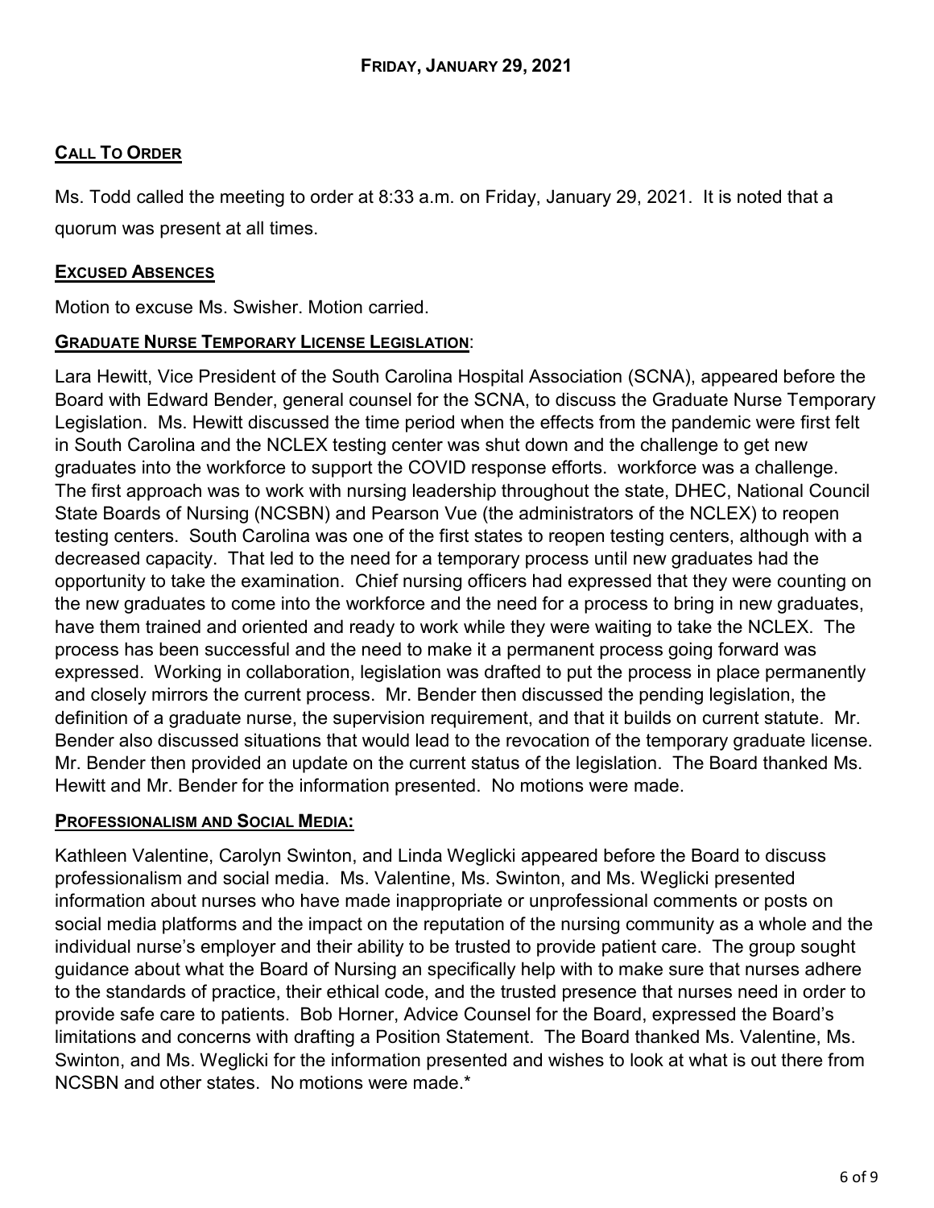## FRIDAY, JANUARY 29, 2021

**CALL TO ORDER**

Ms. Todd called the meeting to order at 8:33 a.m. on Friday, January 29, 2021. It is noted that a quorum was present at all times.

**EXCUSED ABSENCES**

Motion to excuse Ms. Swisher. Motion carried.

**GRADUATE NURSE TEMPORARY LICENSE LEGISLATION**:

Lara Hewitt, Vice President of the South Carolina Hospital Association (SCNA), appeared before the Board with Edward Bender, general counsel for the SCNA, to discuss the Graduate Nurse Temporary Legislation. Ms. Hewitt discussed the time period when the effects from the pandemic were first felt in South Carolina and the NCLEX testing center was shut down and the challenge to get new graduates into the workforce to support the COVID response efforts. workforce was a challenge. The first approach was to work with nursing leadership throughout the state, DHEC, National Council State Boards of Nursing (NCSBN) and Pearson Vue (the administrators of the NCLEX) to reopen testing centers. South Carolina was one of the first states to reopen testing centers, although with a decreased capacity. That led to the need for a temporary process until new graduates had the opportunity to take the examination. Chief nursing officers had expressed that they were counting on the new graduates to come into the workforce and the need for a process to bring in new graduates, have them trained and oriented and ready to work while they were waiting to take the NCLEX. The process has been successful and the need to make it a permanent process going forward was expressed. Working in collaboration, legislation was drafted to put the process in place permanently and closely mirrors the current process. Mr. Bender then discussed the pending legislation, the definition of a graduate nurse, the supervision requirement, and that it builds on current statute. Mr. Bender also discussed situations that would lead to the revocation of the temporary graduate license. Mr. Bender then provided an update on the current status of the legislation. The Board thanked Ms. Hewitt and Mr. Bender for the information presented. No motions were made.

**PROFESSIONALISM AND SOCIAL MEDIA:**

Kathleen Valentine, Carolyn Swinton, and Linda Weglicki appeared before the Board to discuss professionalism and social media. Ms. Valentine, Ms. Swinton, and Ms. Weglicki presented information about nurses who have made inappropriate or unprofessional comments or posts on social media platforms and the impact on the reputation of the nursing community as a whole and the individual nurse's employer and their ability to be trusted to provide patient care. The group sought guidance about what the Board of Nursing an specifically help with to make sure that nurses adhere to the standards of practice, their ethical code, and the trusted presence that nurses need in order to provide safe care to patients. Bob Horner, Advice Counsel for the Board, expressed the Board's limitations and concerns with drafting a Position Statement. The Board thanked Ms. Valentine, Ms. Swinton, and Ms. Weglicki for the information presented and wishes to look at what is out there from NCSBN and other states. No motions were made.*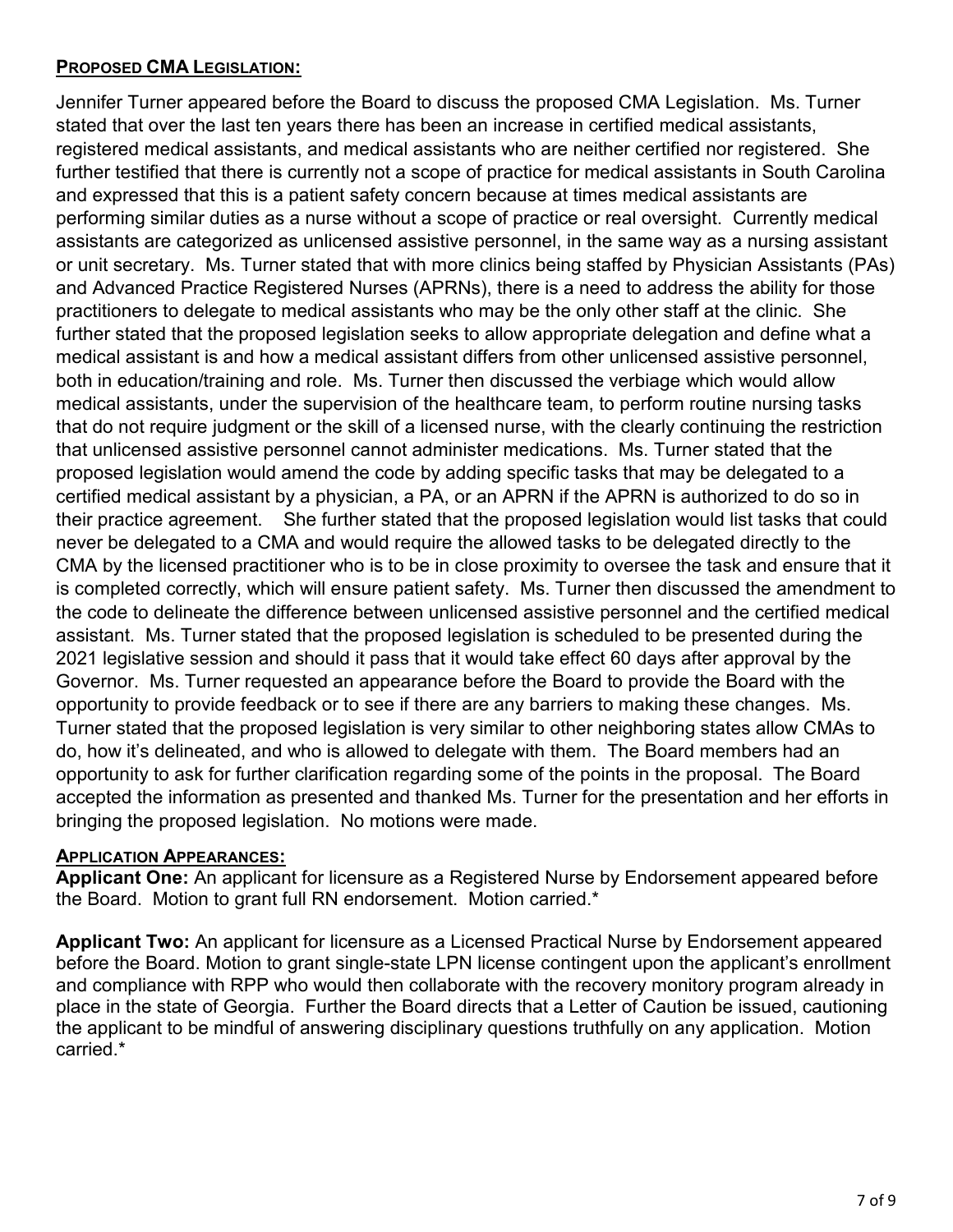**PROPOSED CMA LEGISLATION:**

Jennifer Turner appeared before the Board to discuss the proposed CMA Legislation. Ms. Turner stated that over the last ten years there has been an increase in certified medical assistants, registered medical assistants, and medical assistants who are neither certified nor registered. She further testified that there is currently not a scope of practice for medical assistants in South Carolina and expressed that this is a patient safety concern because at times medical assistants are performing similar duties as a nurse without a scope of practice or real oversight. Currently medical assistants are categorized as unlicensed assistive personnel, in the same way as a nursing assistant or unit secretary. Ms. Turner stated that with more clinics being staffed by Physician Assistants (PAs) and Advanced Practice Registered Nurses (APRNs), there is a need to address the ability for those practitioners to delegate to medical assistants who may be the only other staff at the clinic. She further stated that the proposed legislation seeks to allow appropriate delegation and define what a medical assistant is and how a medical assistant differs from other unlicensed assistive personnel, both in education/training and role. Ms. Turner then discussed the verbiage which would allow medical assistants, under the supervision of the healthcare team, to perform routine nursing tasks that do not require judgment or the skill of a licensed nurse, with the clearly continuing the restriction that unlicensed assistive personnel cannot administer medications. Ms. Turner stated that the proposed legislation would amend the code by adding specific tasks that may be delegated to a certified medical assistant by a physician, a PA, or an APRN if the APRN is authorized to do so in their practice agreement. She further stated that the proposed legislation would list tasks that could never be delegated to a CMA and would require the allowed tasks to be delegated directly to the CMA by the licensed practitioner who is to be in close proximity to oversee the task and ensure that it is completed correctly, which will ensure patient safety. Ms. Turner then discussed the amendment to the code to delineate the difference between unlicensed assistive personnel and the certified medical assistant. Ms. Turner stated that the proposed legislation is scheduled to be presented during the 2021 legislative session and should it pass that it would take effect 60 days after approval by the Governor. Ms. Turner requested an appearance before the Board to provide the Board with the opportunity to provide feedback or to see if there are any barriers to making these changes. Ms. Turner stated that the proposed legislation is very similar to other neighboring states allow CMAs to do, how it's delineated, and who is allowed to delegate with them. The Board members had an opportunity to ask for further clarification regarding some of the points in the proposal. The Board accepted the information as presented and thanked Ms. Turner for the presentation and her efforts in bringing the proposed legislation. No motions were made.

**APPLICATION APPEARANCES:**

**Applicant One:** An applicant for licensure as a Registered Nurse by Endorsement appeared before the Board. Motion to grant full RN endorsement. Motion carried.*

**Applicant Two:** An applicant for licensure as a Licensed Practical Nurse by Endorsement appeared before the Board. Motion to grant single-state LPN license contingent upon the applicant's enrollment and compliance with RPP who would then collaborate with the recovery monitory program already in place in the state of Georgia. Further the Board directs that a Letter of Caution be issued, cautioning the applicant to be mindful of answering disciplinary questions truthfully on any application. Motion carried.*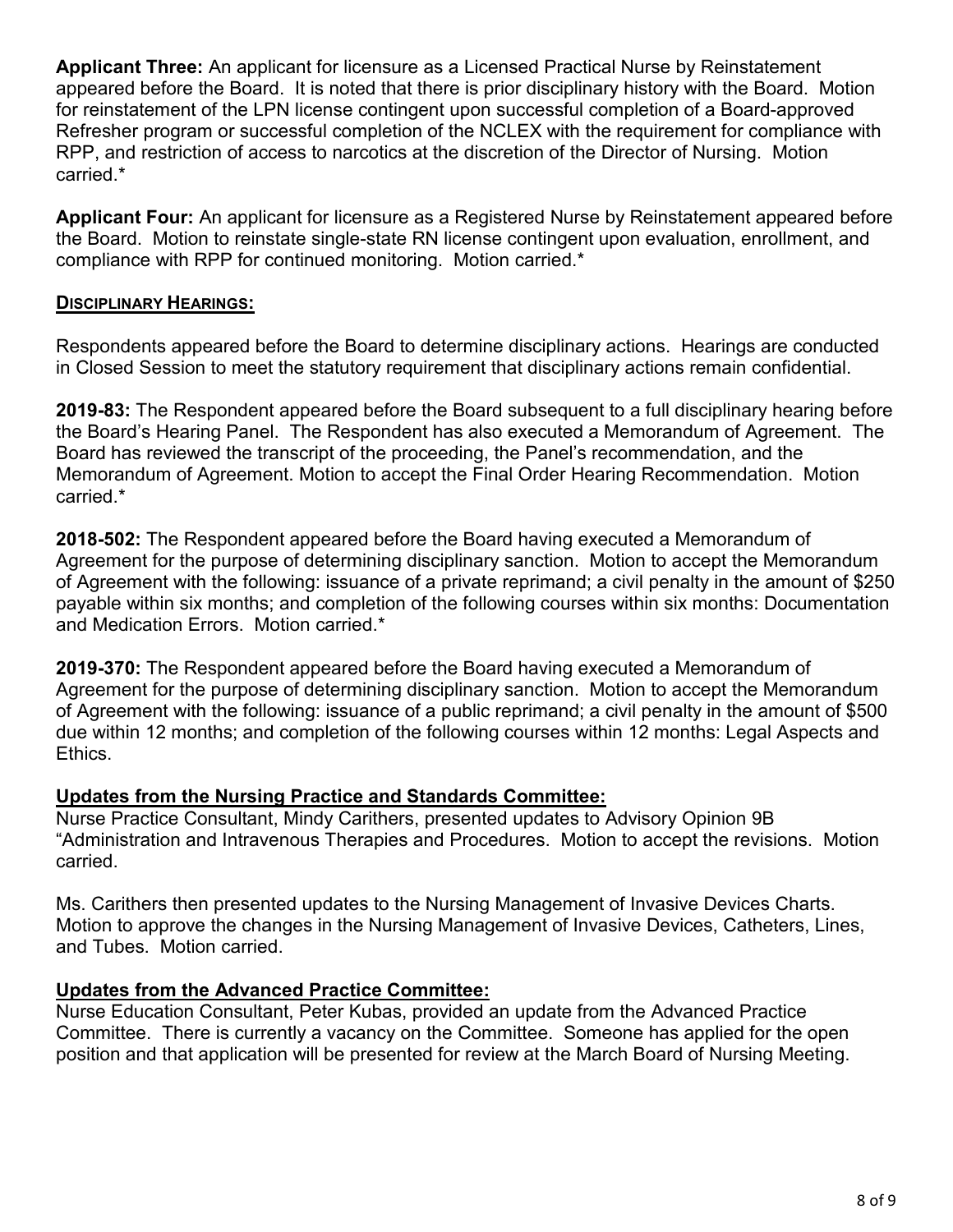**Applicant Three:** An applicant for licensure as a Licensed Practical Nurse by Reinstatement appeared before the Board. It is noted that there is prior disciplinary history with the Board. Motion for reinstatement of the LPN license contingent upon successful completion of a Board-approved Refresher program or successful completion of the NCLEX with the requirement for compliance with RPP, and restriction of access to narcotics at the discretion of the Director of Nursing. Motion carried.*

**Applicant Four:** An applicant for licensure as a Registered Nurse by Reinstatement appeared before the Board. Motion to reinstate single-state RN license contingent upon evaluation, enrollment, and compliance with RPP for continued monitoring. Motion carried.*

**DISCIPLINARY HEARINGS:**

Respondents appeared before the Board to determine disciplinary actions. Hearings are conducted in Closed Session to meet the statutory requirement that disciplinary actions remain confidential.

**2019-83:** The Respondent appeared before the Board subsequent to a full disciplinary hearing before the Board's Hearing Panel. The Respondent has also executed a Memorandum of Agreement. The Board has reviewed the transcript of the proceeding, the Panel's recommendation, and the Memorandum of Agreement. Motion to accept the Final Order Hearing Recommendation. Motion carried.*

**2018-502:** The Respondent appeared before the Board having executed a Memorandum of Agreement for the purpose of determining disciplinary sanction. Motion to accept the Memorandum of Agreement with the following: issuance of a private reprimand; a civil penalty in the amount of $250 payable within six months; and completion of the following courses within six months: Documentation and Medication Errors. Motion carried.*

**2019-370:** The Respondent appeared before the Board having executed a Memorandum of Agreement for the purpose of determining disciplinary sanction. Motion to accept the Memorandum of Agreement with the following: issuance of a public reprimand; a civil penalty in the amount of $500 due within 12 months; and completion of the following courses within 12 months: Legal Aspects and Ethics.

**Updates from the Nursing Practice and Standards Committee:**

Nurse Practice Consultant, Mindy Carithers, presented updates to Advisory Opinion 9B "Administration and Intravenous Therapies and Procedures. Motion to accept the revisions. Motion carried.

Ms. Carithers then presented updates to the Nursing Management of Invasive Devices Charts. Motion to approve the changes in the Nursing Management of Invasive Devices, Catheters, Lines, and Tubes. Motion carried.

**Updates from the Advanced Practice Committee:**

Nurse Education Consultant, Peter Kubas, provided an update from the Advanced Practice Committee. There is currently a vacancy on the Committee. Someone has applied for the open position and that application will be presented for review at the March Board of Nursing Meeting.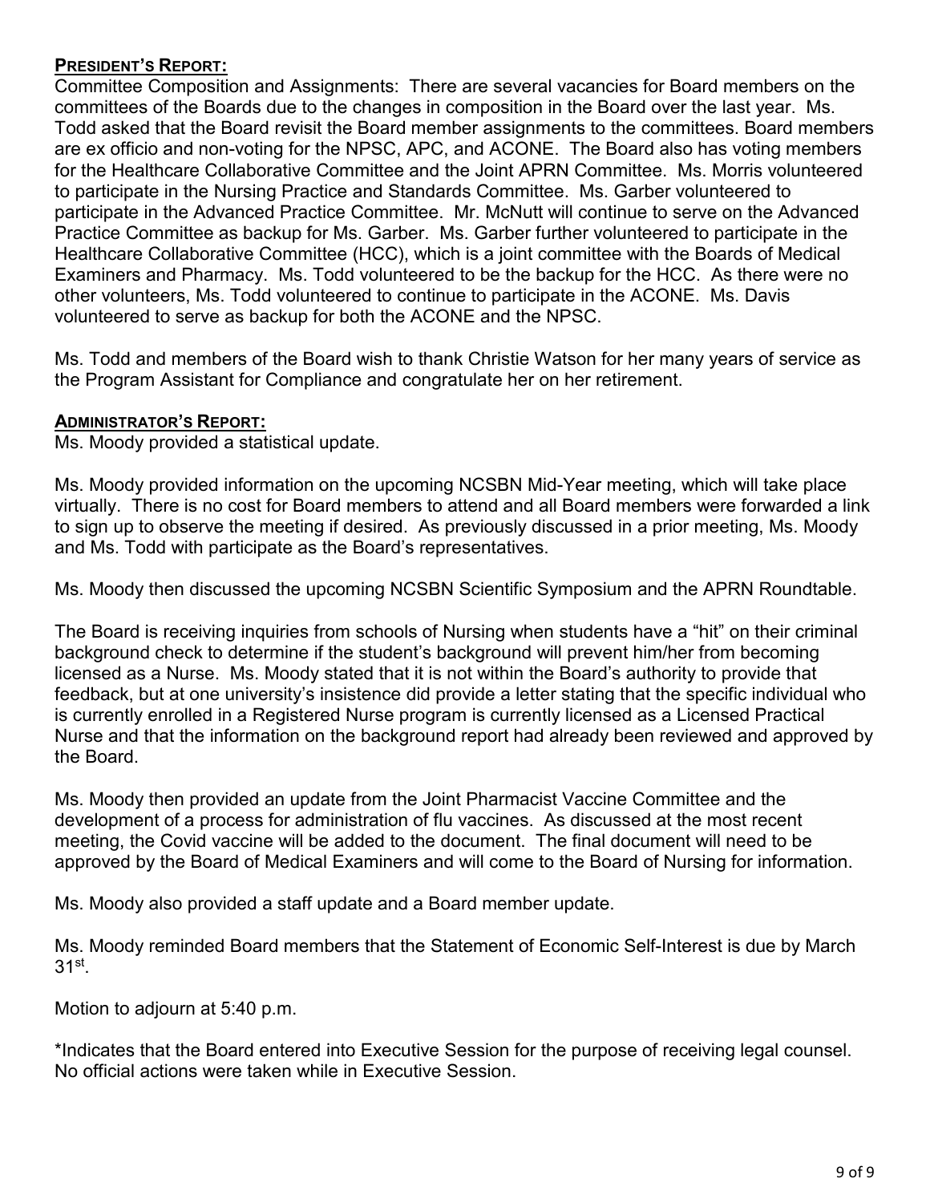**PRESIDENT'S REPORT:**

Committee Composition and Assignments: There are several vacancies for Board members on the committees of the Boards due to the changes in composition in the Board over the last year. Ms. Todd asked that the Board revisit the Board member assignments to the committees. Board members are ex officio and non-voting for the NPSC, APC, and ACONE. The Board also has voting members for the Healthcare Collaborative Committee and the Joint APRN Committee. Ms. Morris volunteered to participate in the Nursing Practice and Standards Committee. Ms. Garber volunteered to participate in the Advanced Practice Committee. Mr. McNutt will continue to serve on the Advanced Practice Committee as backup for Ms. Garber. Ms. Garber further volunteered to participate in the Healthcare Collaborative Committee (HCC), which is a joint committee with the Boards of Medical Examiners and Pharmacy. Ms. Todd volunteered to be the backup for the HCC. As there were no other volunteers, Ms. Todd volunteered to continue to participate in the ACONE. Ms. Davis volunteered to serve as backup for both the ACONE and the NPSC.

Ms. Todd and members of the Board wish to thank Christie Watson for her many years of service as the Program Assistant for Compliance and congratulate her on her retirement.

**ADMINISTRATOR'S REPORT:**

Ms. Moody provided a statistical update.

Ms. Moody provided information on the upcoming NCSBN Mid-Year meeting, which will take place virtually. There is no cost for Board members to attend and all Board members were forwarded a link to sign up to observe the meeting if desired. As previously discussed in a prior meeting, Ms. Moody and Ms. Todd with participate as the Board's representatives.

Ms. Moody then discussed the upcoming NCSBN Scientific Symposium and the APRN Roundtable.

The Board is receiving inquiries from schools of Nursing when students have a "hit" on their criminal background check to determine if the student's background will prevent him/her from becoming licensed as a Nurse. Ms. Moody stated that it is not within the Board's authority to provide that feedback, but at one university's insistence did provide a letter stating that the specific individual who is currently enrolled in a Registered Nurse program is currently licensed as a Licensed Practical Nurse and that the information on the background report had already been reviewed and approved by the Board.

Ms. Moody then provided an update from the Joint Pharmacist Vaccine Committee and the development of a process for administration of flu vaccines. As discussed at the most recent meeting, the Covid vaccine will be added to the document. The final document will need to be approved by the Board of Medical Examiners and will come to the Board of Nursing for information.

Ms. Moody also provided a staff update and a Board member update.

Ms. Moody reminded Board members that the Statement of Economic Self-Interest is due by March 31st.

Motion to adjourn at 5:40 p.m.

*Indicates that the Board entered into Executive Session for the purpose of receiving legal counsel. No official actions were taken while in Executive Session.